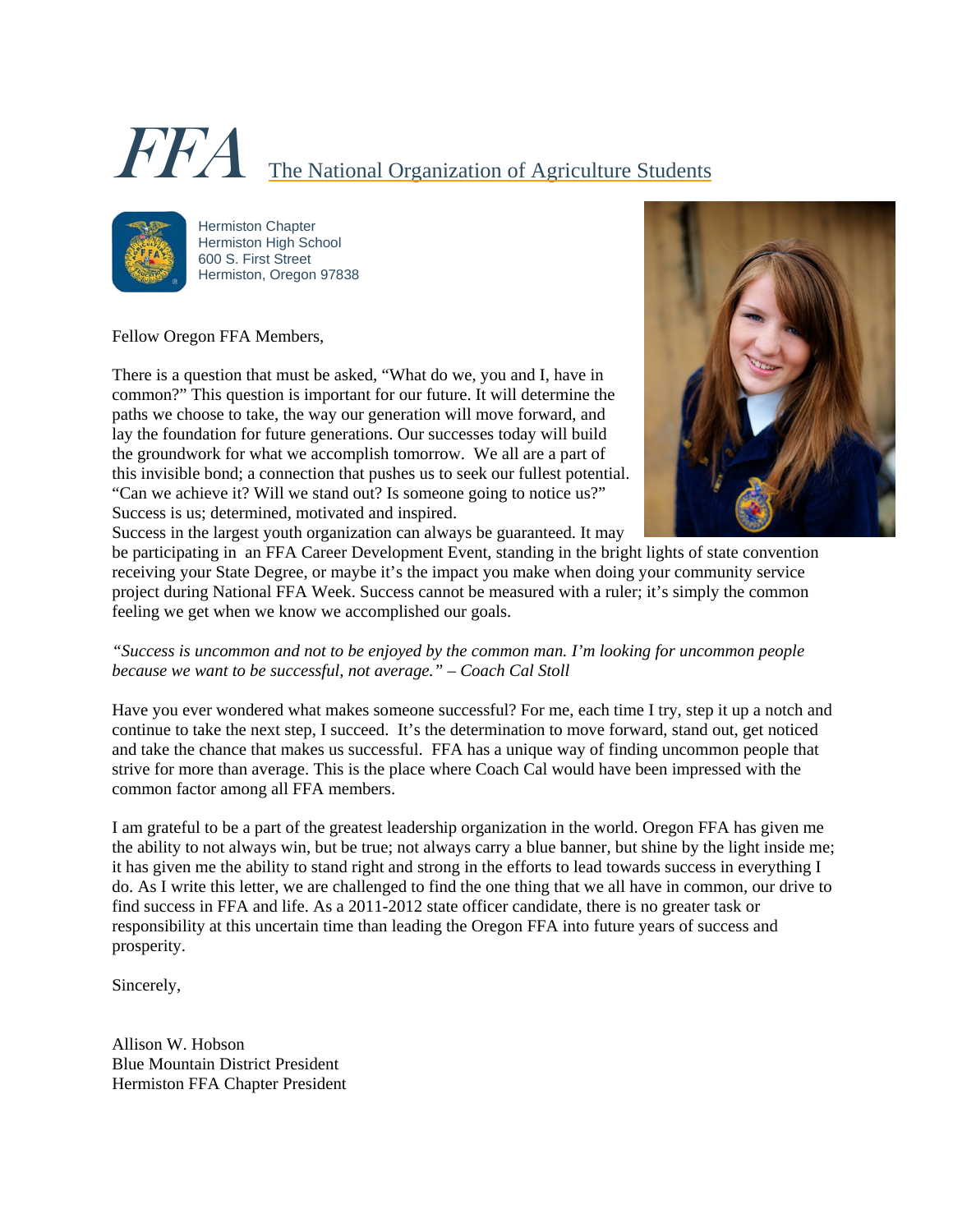# FFA The National Organization of Agriculture Students

Hermiston Chapter
Hermiston High School
600 S. First Street
Hermiston, Oregon 97838

Fellow Oregon FFA Members,

There is a question that must be asked, "What do we, you and I, have in common?" This question is important for our future. It will determine the paths we choose to take, the way our generation will move forward, and lay the foundation for future generations. Our successes today will build the groundwork for what we accomplish tomorrow. We all are a part of this invisible bond; a connection that pushes us to seek our fullest potential. "Can we achieve it? Will we stand out? Is someone going to notice us?" Success is us; determined, motivated and inspired.
Success in the largest youth organization can always be guaranteed. It may be participating in an FFA Career Development Event, standing in the bright lights of state convention receiving your State Degree, or maybe it's the impact you make when doing your community service project during National FFA Week. Success cannot be measured with a ruler; it's simply the common feeling we get when we know we accomplished our goals.

*"Success is uncommon and not to be enjoyed by the common man. I'm looking for uncommon people because we want to be successful, not average." – Coach Cal Stoll*

Have you ever wondered what makes someone successful? For me, each time I try, step it up a notch and continue to take the next step, I succeed. It's the determination to move forward, stand out, get noticed and take the chance that makes us successful. FFA has a unique way of finding uncommon people that strive for more than average. This is the place where Coach Cal would have been impressed with the common factor among all FFA members.

I am grateful to be a part of the greatest leadership organization in the world. Oregon FFA has given me the ability to not always win, but be true; not always carry a blue banner, but shine by the light inside me; it has given me the ability to stand right and strong in the efforts to lead towards success in everything I do. As I write this letter, we are challenged to find the one thing that we all have in common, our drive to find success in FFA and life. As a 2011-2012 state officer candidate, there is no greater task or responsibility at this uncertain time than leading the Oregon FFA into future years of success and prosperity.

Sincerely,

Allison W. Hobson
Blue Mountain District President
Hermiston FFA Chapter President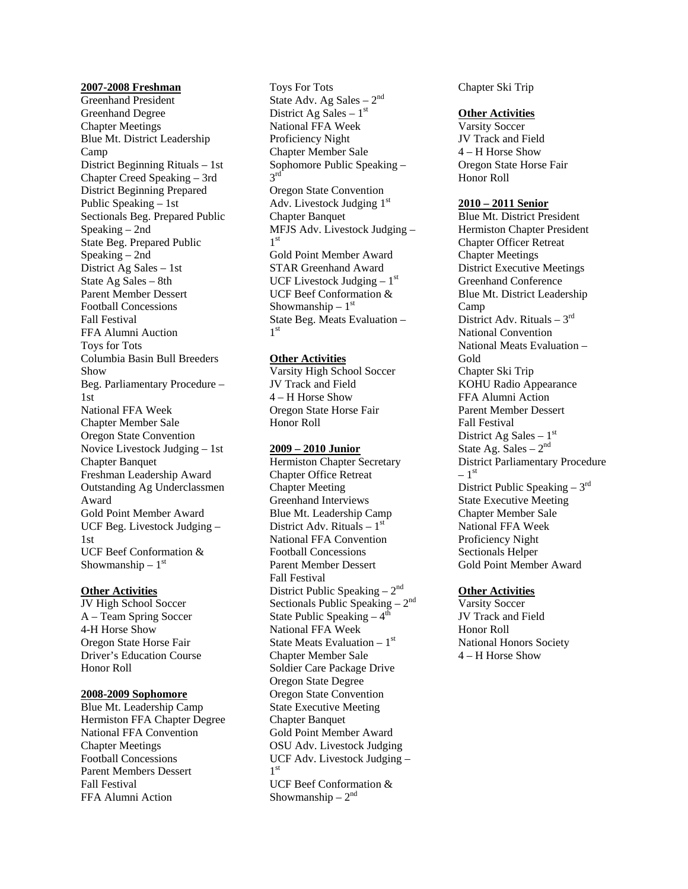**2007-2008 Freshman**

Greenhand President
Greenhand Degree
Chapter Meetings
Blue Mt. District Leadership Camp
District Beginning Rituals – 1st
Chapter Creed Speaking – 3rd
District Beginning Prepared Public Speaking – 1st
Sectionals Beg. Prepared Public Speaking – 2nd
State Beg. Prepared Public Speaking – 2nd
District Ag Sales – 1st
State Ag Sales – 8th
Parent Member Dessert
Football Concessions
Fall Festival
FFA Alumni Auction
Toys for Tots
Columbia Basin Bull Breeders Show
Beg. Parliamentary Procedure – 1st
National FFA Week
Chapter Member Sale
Oregon State Convention
Novice Livestock Judging – 1st
Chapter Banquet
Freshman Leadership Award
Outstanding Ag Underclassmen Award
Gold Point Member Award
UCF Beg. Livestock Judging – 1st
UCF Beef Conformation & Showmanship – 1st

**Other Activities**

JV High School Soccer
A – Team Spring Soccer
4-H Horse Show
Oregon State Horse Fair
Driver's Education Course
Honor Roll

**2008-2009 Sophomore**

Blue Mt. Leadership Camp
Hermiston FFA Chapter Degree
National FFA Convention
Chapter Meetings
Football Concessions
Parent Members Dessert
Fall Festival
FFA Alumni Action
Toys For Tots
State Adv. Ag Sales – 2nd
District Ag Sales – 1st
National FFA Week
Proficiency Night
Chapter Member Sale
Sophomore Public Speaking – 3rd
Oregon State Convention
Adv. Livestock Judging 1st
Chapter Banquet
MFJS Adv. Livestock Judging – 1st
Gold Point Member Award
STAR Greenhand Award
UCF Livestock Judging – 1st
UCF Beef Conformation & Showmanship – 1st
State Beg. Meats Evaluation – 1st

**Other Activities**

Varsity High School Soccer
JV Track and Field
4 – H Horse Show
Oregon State Horse Fair
Honor Roll

**2009 – 2010 Junior**

Hermiston Chapter Secretary
Chapter Office Retreat
Chapter Meeting
Greenhand Interviews
Blue Mt. Leadership Camp
District Adv. Rituals – 1st
National FFA Convention
Football Concessions
Parent Member Dessert
Fall Festival
District Public Speaking – 2nd
Sectionals Public Speaking – 2nd
State Public Speaking – 4th
National FFA Week
State Meats Evaluation – 1st
Chapter Member Sale
Soldier Care Package Drive
Oregon State Degree
Oregon State Convention
State Executive Meeting
Chapter Banquet
Gold Point Member Award
OSU Adv. Livestock Judging
UCF Adv. Livestock Judging – 1st
UCF Beef Conformation & Showmanship – 2nd
Chapter Ski Trip

**Other Activities**

Varsity Soccer
JV Track and Field
4 – H Horse Show
Oregon State Horse Fair
Honor Roll

**2010 – 2011 Senior**

Blue Mt. District President
Hermiston Chapter President
Chapter Officer Retreat
Chapter Meetings
District Executive Meetings
Greenhand Conference
Blue Mt. District Leadership Camp
District Adv. Rituals – 3rd
National Convention
National Meats Evaluation – Gold
Chapter Ski Trip
KOHU Radio Appearance
FFA Alumni Action
Parent Member Dessert
Fall Festival
District Ag Sales – 1st
State Ag. Sales – 2nd
District Parliamentary Procedure – 1st
District Public Speaking – 3rd
State Executive Meeting
Chapter Member Sale
National FFA Week
Proficiency Night
Sectionals Helper
Gold Point Member Award

**Other Activities**

Varsity Soccer
JV Track and Field
Honor Roll
National Honors Society
4 – H Horse Show